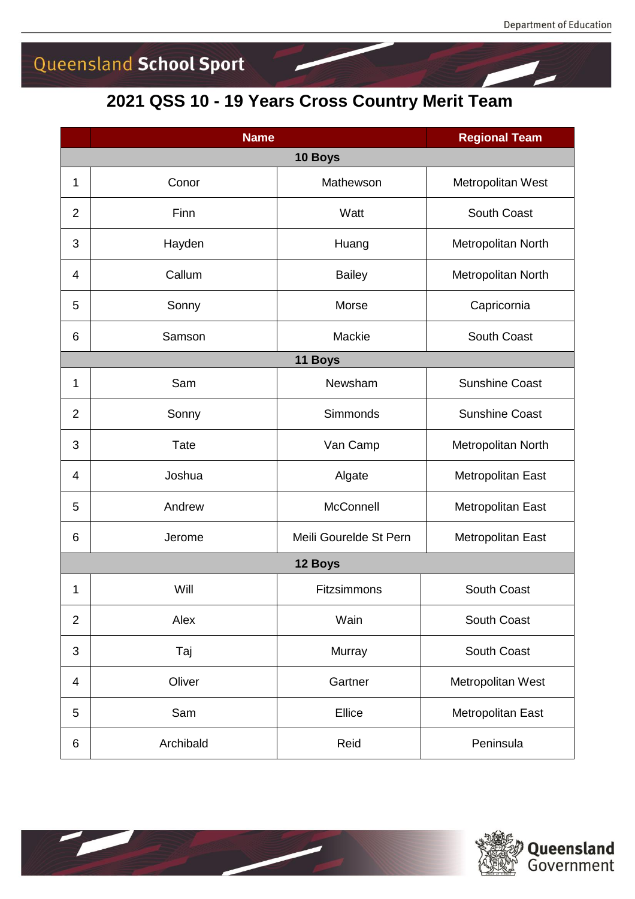Queensland School Sport

# 2021 QSS 10 - 19 Years Cross Country Merit Team

| | Name | | Regional Team |
|---|---|---|---|
| **10 Boys** | | | |
| 1 | Conor | Mathewson | Metropolitan West |
| 2 | Finn | Watt | South Coast |
| 3 | Hayden | Huang | Metropolitan North |
| 4 | Callum | Bailey | Metropolitan North |
| 5 | Sonny | Morse | Capricornia |
| 6 | Samson | Mackie | South Coast |
| **11 Boys** | | | |
| 1 | Sam | Newsham | Sunshine Coast |
| 2 | Sonny | Simmonds | Sunshine Coast |
| 3 | Tate | Van Camp | Metropolitan North |
| 4 | Joshua | Algate | Metropolitan East |
| 5 | Andrew | McConnell | Metropolitan East |
| 6 | Jerome | Meili Gourelde St Pern | Metropolitan East |
| **12 Boys** | | | |
| 1 | Will | Fitzsimmons | South Coast |
| 2 | Alex | Wain | South Coast |
| 3 | Taj | Murray | South Coast |
| 4 | Oliver | Gartner | Metropolitan West |
| 5 | Sam | Ellice | Metropolitan East |
| 6 | Archibald | Reid | Peninsula |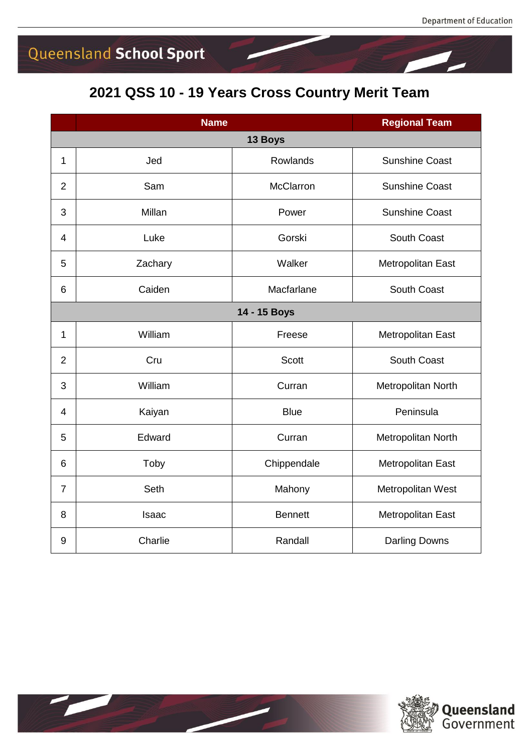## 2021 QSS 10 - 19 Years Cross Country Merit Team

| | Name | | Regional Team |
|---|---|---|---|
| **13 Boys** | | | |
| 1 | Jed | Rowlands | Sunshine Coast |
| 2 | Sam | McClarron | Sunshine Coast |
| 3 | Millan | Power | Sunshine Coast |
| 4 | Luke | Gorski | South Coast |
| 5 | Zachary | Walker | Metropolitan East |
| 6 | Caiden | Macfarlane | South Coast |
| **14 - 15 Boys** | | | |
| 1 | William | Freese | Metropolitan East |
| 2 | Cru | Scott | South Coast |
| 3 | William | Curran | Metropolitan North |
| 4 | Kaiyan | Blue | Peninsula |
| 5 | Edward | Curran | Metropolitan North |
| 6 | Toby | Chippendale | Metropolitan East |
| 7 | Seth | Mahony | Metropolitan West |
| 8 | Isaac | Bennett | Metropolitan East |
| 9 | Charlie | Randall | Darling Downs |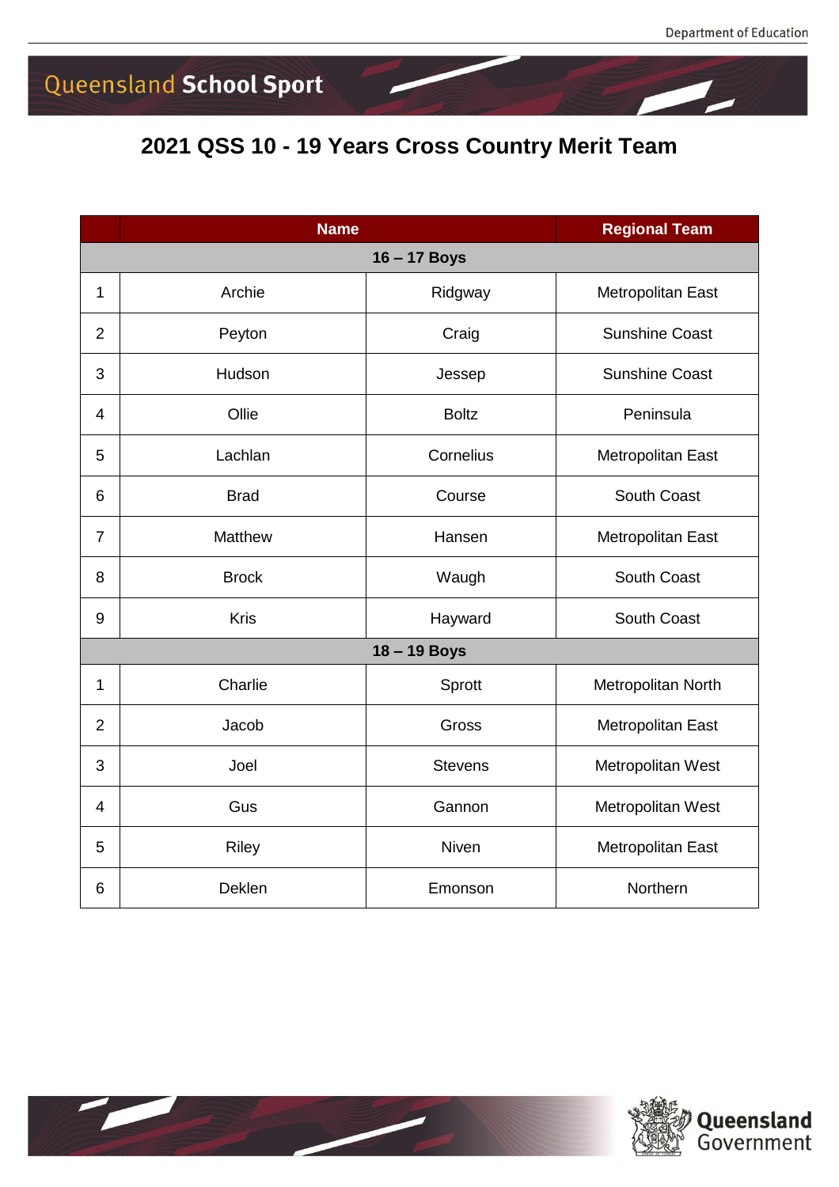# 2021 QSS 10 - 19 Years Cross Country Merit Team

| | Name | | Regional Team |
|---|---|---|---|
| **16 – 17 Boys** | | | |
| 1 | Archie | Ridgway | Metropolitan East |
| 2 | Peyton | Craig | Sunshine Coast |
| 3 | Hudson | Jessep | Sunshine Coast |
| 4 | Ollie | Boltz | Peninsula |
| 5 | Lachlan | Cornelius | Metropolitan East |
| 6 | Brad | Course | South Coast |
| 7 | Matthew | Hansen | Metropolitan East |
| 8 | Brock | Waugh | South Coast |
| 9 | Kris | Hayward | South Coast |
| **18 – 19 Boys** | | | |
| 1 | Charlie | Sprott | Metropolitan North |
| 2 | Jacob | Gross | Metropolitan East |
| 3 | Joel | Stevens | Metropolitan West |
| 4 | Gus | Gannon | Metropolitan West |
| 5 | Riley | Niven | Metropolitan East |
| 6 | Deklen | Emonson | Northern |